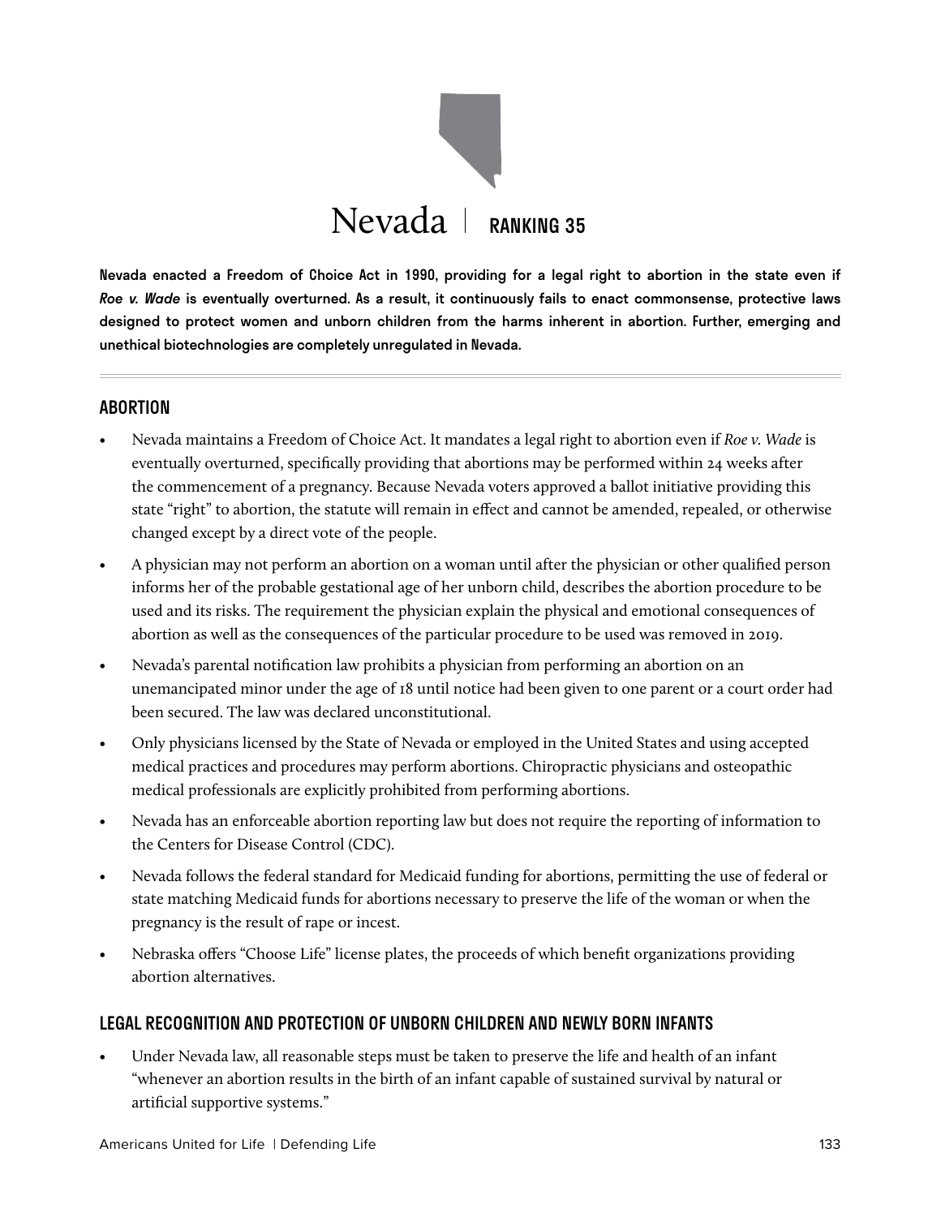# Nevada | RANKING 35

**Nevada enacted a Freedom of Choice Act in 1990, providing for a legal right to abortion in the state even if *Roe v. Wade* is eventually overturned. As a result, it continuously fails to enact commonsense, protective laws designed to protect women and unborn children from the harms inherent in abortion. Further, emerging and unethical biotechnologies are completely unregulated in Nevada.**

## ABORTION

- Nevada maintains a Freedom of Choice Act. It mandates a legal right to abortion even if *Roe v. Wade* is eventually overturned, specifically providing that abortions may be performed within 24 weeks after the commencement of a pregnancy. Because Nevada voters approved a ballot initiative providing this state "right" to abortion, the statute will remain in effect and cannot be amended, repealed, or otherwise changed except by a direct vote of the people.
- A physician may not perform an abortion on a woman until after the physician or other qualified person informs her of the probable gestational age of her unborn child, describes the abortion procedure to be used and its risks. The requirement the physician explain the physical and emotional consequences of abortion as well as the consequences of the particular procedure to be used was removed in 2019.
- Nevada's parental notification law prohibits a physician from performing an abortion on an unemancipated minor under the age of 18 until notice had been given to one parent or a court order had been secured. The law was declared unconstitutional.
- Only physicians licensed by the State of Nevada or employed in the United States and using accepted medical practices and procedures may perform abortions. Chiropractic physicians and osteopathic medical professionals are explicitly prohibited from performing abortions.
- Nevada has an enforceable abortion reporting law but does not require the reporting of information to the Centers for Disease Control (CDC).
- Nevada follows the federal standard for Medicaid funding for abortions, permitting the use of federal or state matching Medicaid funds for abortions necessary to preserve the life of the woman or when the pregnancy is the result of rape or incest.
- Nebraska offers "Choose Life" license plates, the proceeds of which benefit organizations providing abortion alternatives.

## LEGAL RECOGNITION AND PROTECTION OF UNBORN CHILDREN AND NEWLY BORN INFANTS

- Under Nevada law, all reasonable steps must be taken to preserve the life and health of an infant "whenever an abortion results in the birth of an infant capable of sustained survival by natural or artificial supportive systems."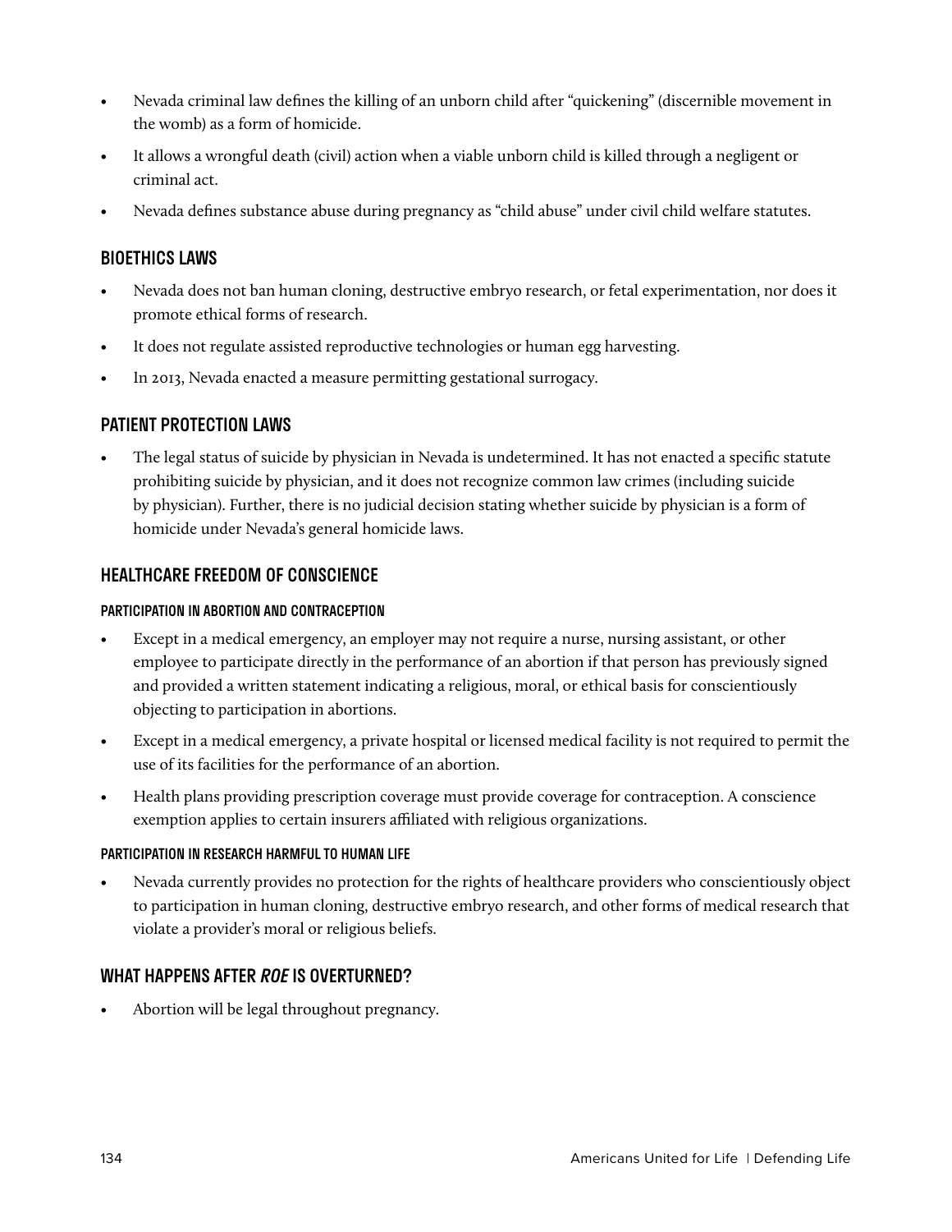- Nevada criminal law defines the killing of an unborn child after "quickening" (discernible movement in the womb) as a form of homicide.
- It allows a wrongful death (civil) action when a viable unborn child is killed through a negligent or criminal act.
- Nevada defines substance abuse during pregnancy as "child abuse" under civil child welfare statutes.

## BIOETHICS LAWS

- Nevada does not ban human cloning, destructive embryo research, or fetal experimentation, nor does it promote ethical forms of research.
- It does not regulate assisted reproductive technologies or human egg harvesting.
- In 2013, Nevada enacted a measure permitting gestational surrogacy.

## PATIENT PROTECTION LAWS

- The legal status of suicide by physician in Nevada is undetermined. It has not enacted a specific statute prohibiting suicide by physician, and it does not recognize common law crimes (including suicide by physician). Further, there is no judicial decision stating whether suicide by physician is a form of homicide under Nevada's general homicide laws.

## HEALTHCARE FREEDOM OF CONSCIENCE

### PARTICIPATION IN ABORTION AND CONTRACEPTION

- Except in a medical emergency, an employer may not require a nurse, nursing assistant, or other employee to participate directly in the performance of an abortion if that person has previously signed and provided a written statement indicating a religious, moral, or ethical basis for conscientiously objecting to participation in abortions.
- Except in a medical emergency, a private hospital or licensed medical facility is not required to permit the use of its facilities for the performance of an abortion.
- Health plans providing prescription coverage must provide coverage for contraception. A conscience exemption applies to certain insurers affiliated with religious organizations.

### PARTICIPATION IN RESEARCH HARMFUL TO HUMAN LIFE

- Nevada currently provides no protection for the rights of healthcare providers who conscientiously object to participation in human cloning, destructive embryo research, and other forms of medical research that violate a provider's moral or religious beliefs.

## WHAT HAPPENS AFTER *ROE* IS OVERTURNED?

- Abortion will be legal throughout pregnancy.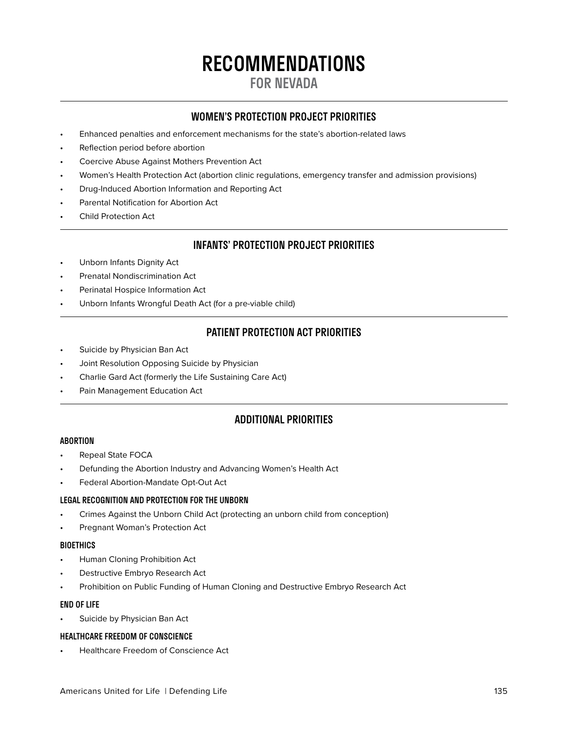# RECOMMENDATIONS

## FOR NEVADA

### WOMEN'S PROTECTION PROJECT PRIORITIES

- Enhanced penalties and enforcement mechanisms for the state's abortion-related laws
- Reflection period before abortion
- Coercive Abuse Against Mothers Prevention Act
- Women's Health Protection Act (abortion clinic regulations, emergency transfer and admission provisions)
- Drug-Induced Abortion Information and Reporting Act
- Parental Notification for Abortion Act
- Child Protection Act

### INFANTS' PROTECTION PROJECT PRIORITIES

- Unborn Infants Dignity Act
- Prenatal Nondiscrimination Act
- Perinatal Hospice Information Act
- Unborn Infants Wrongful Death Act (for a pre-viable child)

### PATIENT PROTECTION ACT PRIORITIES

- Suicide by Physician Ban Act
- Joint Resolution Opposing Suicide by Physician
- Charlie Gard Act (formerly the Life Sustaining Care Act)
- Pain Management Education Act

### ADDITIONAL PRIORITIES

#### ABORTION

- Repeal State FOCA
- Defunding the Abortion Industry and Advancing Women's Health Act
- Federal Abortion-Mandate Opt-Out Act

#### LEGAL RECOGNITION AND PROTECTION FOR THE UNBORN

- Crimes Against the Unborn Child Act (protecting an unborn child from conception)
- Pregnant Woman's Protection Act

#### BIOETHICS

- Human Cloning Prohibition Act
- Destructive Embryo Research Act
- Prohibition on Public Funding of Human Cloning and Destructive Embryo Research Act

#### END OF LIFE

- Suicide by Physician Ban Act

#### HEALTHCARE FREEDOM OF CONSCIENCE

- Healthcare Freedom of Conscience Act